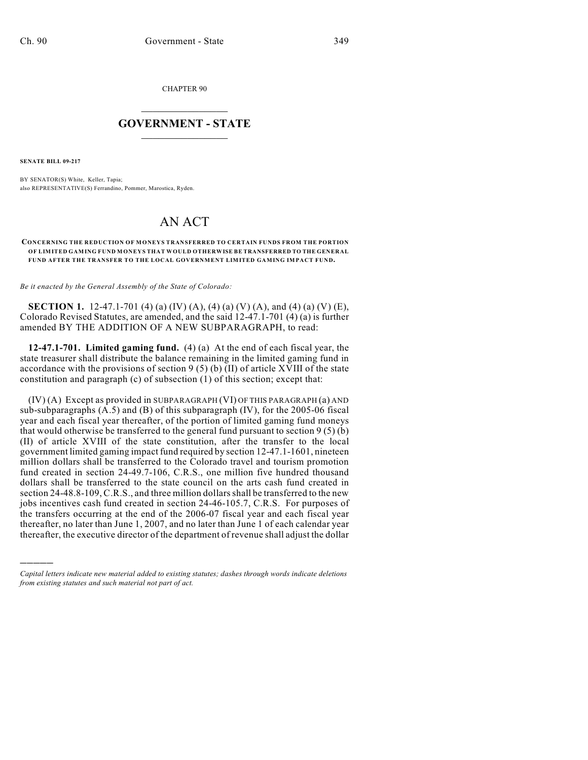CHAPTER 90

# GOVERNMENT - STATE

**SENATE BILL 09-217**

BY SENATOR(S) White, Keller, Tapia;
also REPRESENTATIVE(S) Ferrandino, Pommer, Marostica, Ryden.

# AN ACT

**CONCERNING THE REDUCTION OF MONEYS TRANSFERRED TO CERTAIN FUNDS FROM THE PORTION OF LIMITED GAMING FUND MONEYS THAT WOULD OTHERWISE BE TRANSFERRED TO THE GENERAL FUND AFTER THE TRANSFER TO THE LOCAL GOVERNMENT LIMITED GAMING IMPACT FUND.**

*Be it enacted by the General Assembly of the State of Colorado:*

**SECTION 1.** 12-47.1-701 (4) (a) (IV) (A), (4) (a) (V) (A), and (4) (a) (V) (E), Colorado Revised Statutes, are amended, and the said 12-47.1-701 (4) (a) is further amended BY THE ADDITION OF A NEW SUBPARAGRAPH, to read:

**12-47.1-701. Limited gaming fund.** (4) (a) At the end of each fiscal year, the state treasurer shall distribute the balance remaining in the limited gaming fund in accordance with the provisions of section 9 (5) (b) (II) of article XVIII of the state constitution and paragraph (c) of subsection (1) of this section; except that:

(IV) (A) Except as provided in SUBPARAGRAPH (VI) OF THIS PARAGRAPH (a) AND sub-subparagraphs (A.5) and (B) of this subparagraph (IV), for the 2005-06 fiscal year and each fiscal year thereafter, of the portion of limited gaming fund moneys that would otherwise be transferred to the general fund pursuant to section 9 (5) (b) (II) of article XVIII of the state constitution, after the transfer to the local government limited gaming impact fund required by section 12-47.1-1601, nineteen million dollars shall be transferred to the Colorado travel and tourism promotion fund created in section 24-49.7-106, C.R.S., one million five hundred thousand dollars shall be transferred to the state council on the arts cash fund created in section 24-48.8-109, C.R.S., and three million dollars shall be transferred to the new jobs incentives cash fund created in section 24-46-105.7, C.R.S. For purposes of the transfers occurring at the end of the 2006-07 fiscal year and each fiscal year thereafter, no later than June 1, 2007, and no later than June 1 of each calendar year thereafter, the executive director of the department of revenue shall adjust the dollar

———

*Capital letters indicate new material added to existing statutes; dashes through words indicate deletions from existing statutes and such material not part of act.*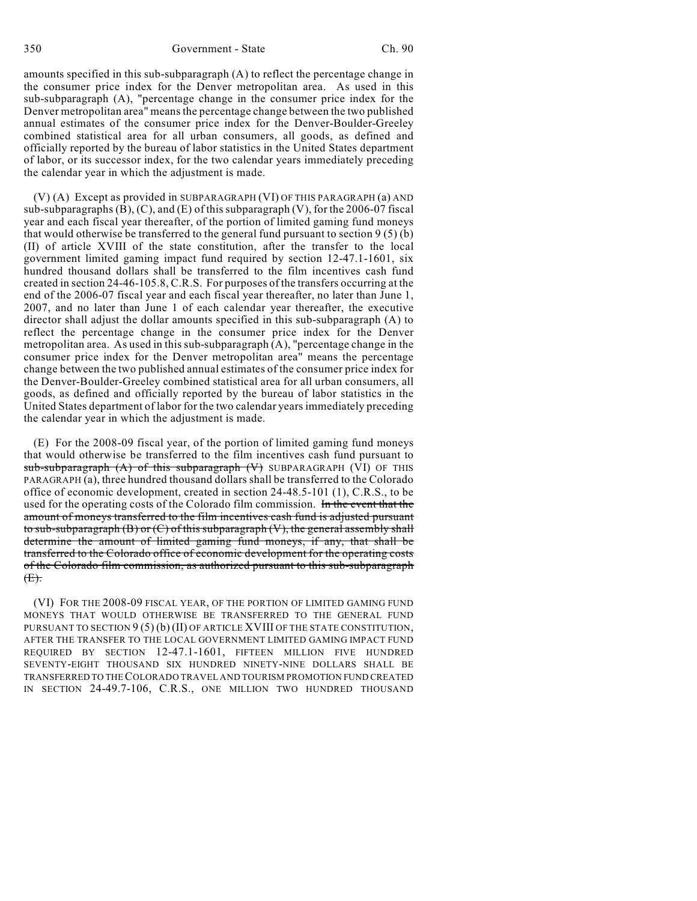amounts specified in this sub-subparagraph (A) to reflect the percentage change in the consumer price index for the Denver metropolitan area. As used in this sub-subparagraph (A), "percentage change in the consumer price index for the Denver metropolitan area" means the percentage change between the two published annual estimates of the consumer price index for the Denver-Boulder-Greeley combined statistical area for all urban consumers, all goods, as defined and officially reported by the bureau of labor statistics in the United States department of labor, or its successor index, for the two calendar years immediately preceding the calendar year in which the adjustment is made.

(V) (A) Except as provided in SUBPARAGRAPH (VI) OF THIS PARAGRAPH (a) AND sub-subparagraphs (B), (C), and (E) of this subparagraph (V), for the 2006-07 fiscal year and each fiscal year thereafter, of the portion of limited gaming fund moneys that would otherwise be transferred to the general fund pursuant to section 9 (5) (b) (II) of article XVIII of the state constitution, after the transfer to the local government limited gaming impact fund required by section 12-47.1-1601, six hundred thousand dollars shall be transferred to the film incentives cash fund created in section 24-46-105.8, C.R.S. For purposes of the transfers occurring at the end of the 2006-07 fiscal year and each fiscal year thereafter, no later than June 1, 2007, and no later than June 1 of each calendar year thereafter, the executive director shall adjust the dollar amounts specified in this sub-subparagraph (A) to reflect the percentage change in the consumer price index for the Denver metropolitan area. As used in this sub-subparagraph (A), "percentage change in the consumer price index for the Denver metropolitan area" means the percentage change between the two published annual estimates of the consumer price index for the Denver-Boulder-Greeley combined statistical area for all urban consumers, all goods, as defined and officially reported by the bureau of labor statistics in the United States department of labor for the two calendar years immediately preceding the calendar year in which the adjustment is made.

(E) For the 2008-09 fiscal year, of the portion of limited gaming fund moneys that would otherwise be transferred to the film incentives cash fund pursuant to ~~sub-subparagraph (A) of this subparagraph (V)~~ SUBPARAGRAPH (VI) OF THIS PARAGRAPH (a), three hundred thousand dollars shall be transferred to the Colorado office of economic development, created in section 24-48.5-101 (1), C.R.S., to be used for the operating costs of the Colorado film commission. ~~In the event that the amount of moneys transferred to the film incentives cash fund is adjusted pursuant to sub-subparagraph (B) or (C) of this subparagraph (V), the general assembly shall determine the amount of limited gaming fund moneys, if any, that shall be transferred to the Colorado office of economic development for the operating costs of the Colorado film commission, as authorized pursuant to this sub-subparagraph (E).~~

(VI) FOR THE 2008-09 FISCAL YEAR, OF THE PORTION OF LIMITED GAMING FUND MONEYS THAT WOULD OTHERWISE BE TRANSFERRED TO THE GENERAL FUND PURSUANT TO SECTION 9 (5) (b) (II) OF ARTICLE XVIII OF THE STATE CONSTITUTION, AFTER THE TRANSFER TO THE LOCAL GOVERNMENT LIMITED GAMING IMPACT FUND REQUIRED BY SECTION 12-47.1-1601, FIFTEEN MILLION FIVE HUNDRED SEVENTY-EIGHT THOUSAND SIX HUNDRED NINETY-NINE DOLLARS SHALL BE TRANSFERRED TO THE COLORADO TRAVEL AND TOURISM PROMOTION FUND CREATED IN SECTION 24-49.7-106, C.R.S., ONE MILLION TWO HUNDRED THOUSAND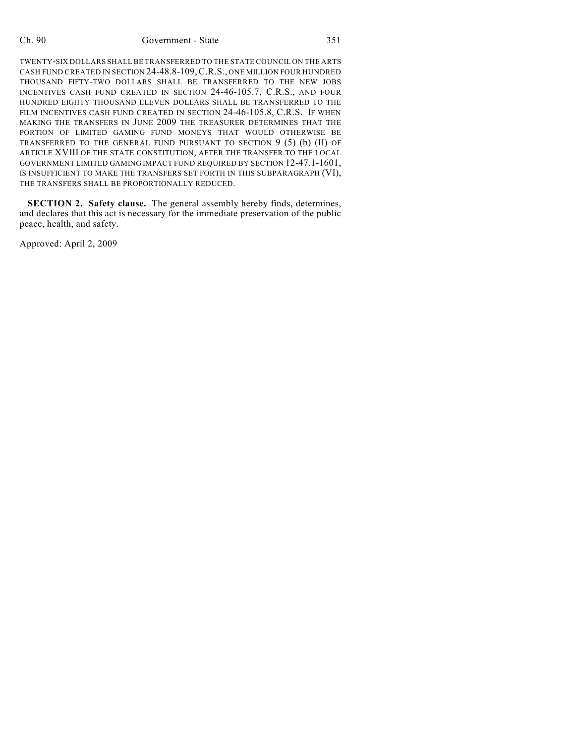TWENTY-SIX DOLLARS SHALL BE TRANSFERRED TO THE STATE COUNCIL ON THE ARTS CASH FUND CREATED IN SECTION 24-48.8-109, C.R.S., ONE MILLION FOUR HUNDRED THOUSAND FIFTY-TWO DOLLARS SHALL BE TRANSFERRED TO THE NEW JOBS INCENTIVES CASH FUND CREATED IN SECTION 24-46-105.7, C.R.S., AND FOUR HUNDRED EIGHTY THOUSAND ELEVEN DOLLARS SHALL BE TRANSFERRED TO THE FILM INCENTIVES CASH FUND CREATED IN SECTION 24-46-105.8, C.R.S. IF WHEN MAKING THE TRANSFERS IN JUNE 2009 THE TREASURER DETERMINES THAT THE PORTION OF LIMITED GAMING FUND MONEYS THAT WOULD OTHERWISE BE TRANSFERRED TO THE GENERAL FUND PURSUANT TO SECTION 9 (5) (b) (II) OF ARTICLE XVIII OF THE STATE CONSTITUTION, AFTER THE TRANSFER TO THE LOCAL GOVERNMENT LIMITED GAMING IMPACT FUND REQUIRED BY SECTION 12-47.1-1601, IS INSUFFICIENT TO MAKE THE TRANSFERS SET FORTH IN THIS SUBPARAGRAPH (VI), THE TRANSFERS SHALL BE PROPORTIONALLY REDUCED.

**SECTION 2. Safety clause.** The general assembly hereby finds, determines, and declares that this act is necessary for the immediate preservation of the public peace, health, and safety.

Approved: April 2, 2009